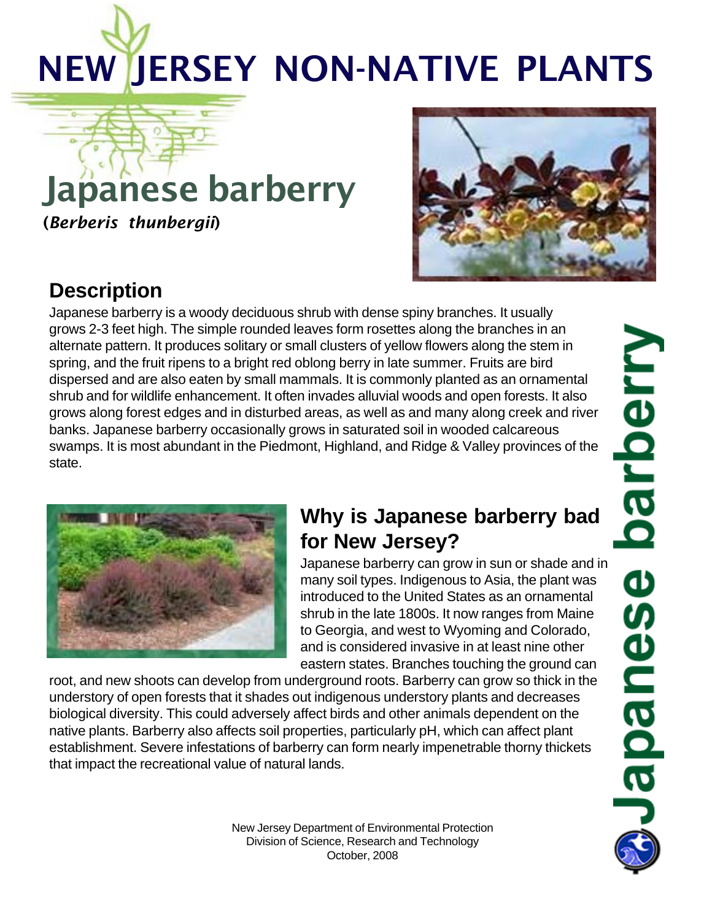# NEW JERSEY NON-NATIVE PLANTS

## Japanese barberry

**(*Berberis thunbergii*)**

## Description

Japanese barberry is a woody deciduous shrub with dense spiny branches. It usually grows 2-3 feet high. The simple rounded leaves form rosettes along the branches in an alternate pattern. It produces solitary or small clusters of yellow flowers along the stem in spring, and the fruit ripens to a bright red oblong berry in late summer. Fruits are bird dispersed and are also eaten by small mammals. It is commonly planted as an ornamental shrub and for wildlife enhancement. It often invades alluvial woods and open forests. It also grows along forest edges and in disturbed areas, as well as and many along creek and river banks. Japanese barberry occasionally grows in saturated soil in wooded calcareous swamps. It is most abundant in the Piedmont, Highland, and Ridge & Valley provinces of the state.

## Why is Japanese barberry bad for New Jersey?

Japanese barberry can grow in sun or shade and in many soil types. Indigenous to Asia, the plant was introduced to the United States as an ornamental shrub in the late 1800s. It now ranges from Maine to Georgia, and west to Wyoming and Colorado, and is considered invasive in at least nine other eastern states. Branches touching the ground can root, and new shoots can develop from underground roots. Barberry can grow so thick in the understory of open forests that it shades out indigenous understory plants and decreases biological diversity. This could adversely affect birds and other animals dependent on the native plants. Barberry also affects soil properties, particularly pH, which can affect plant establishment. Severe infestations of barberry can form nearly impenetrable thorny thickets that impact the recreational value of natural lands.

New Jersey Department of Environmental Protection
Division of Science, Research and Technology
October, 2008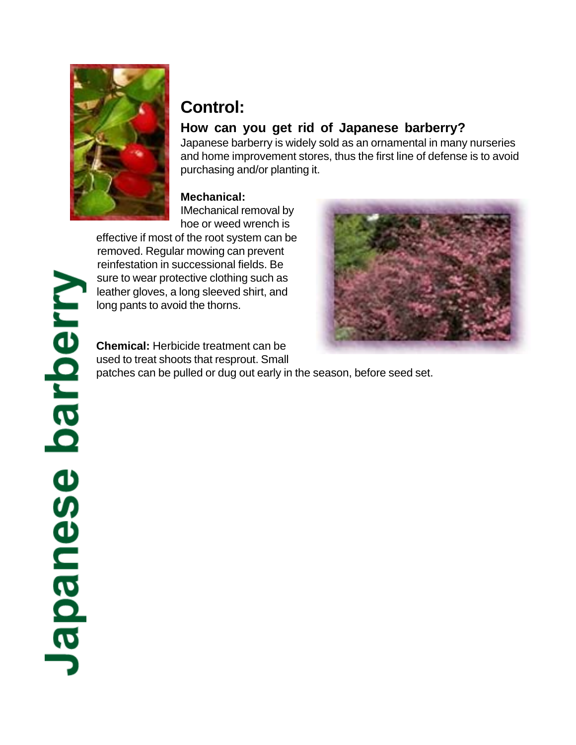# Japanese barberry

## Control:

### How can you get rid of Japanese barberry?

Japanese barberry is widely sold as an ornamental in many nurseries and home improvement stores, thus the first line of defense is to avoid purchasing and/or planting it.

**Mechanical:**
IMechanical removal by hoe or weed wrench is effective if most of the root system can be removed. Regular mowing can prevent reinfestation in successional fields. Be sure to wear protective clothing such as leather gloves, a long sleeved shirt, and long pants to avoid the thorns.

**Chemical:** Herbicide treatment can be used to treat shoots that resprout. Small patches can be pulled or dug out early in the season, before seed set.